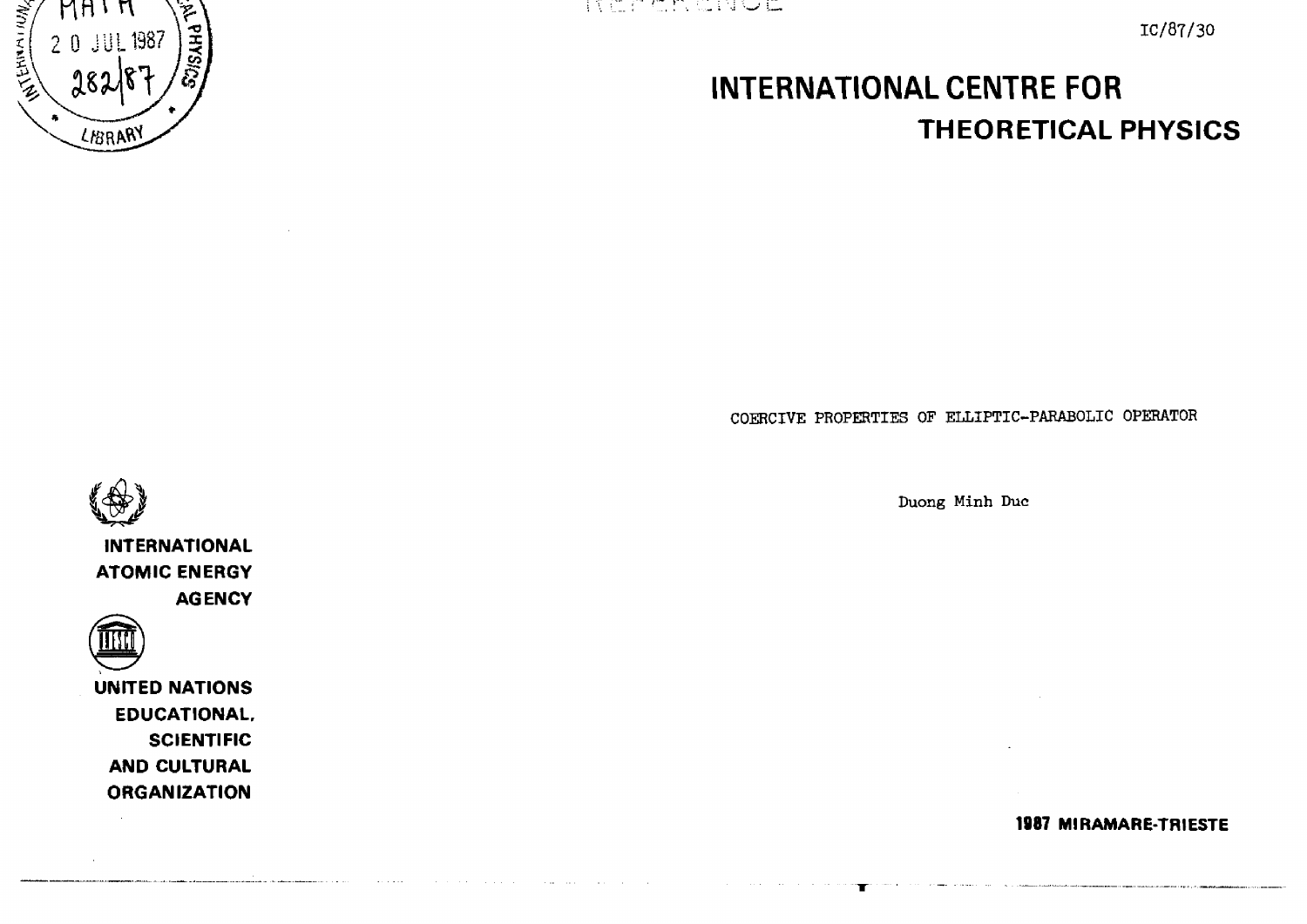IC/87/30

# INTERNATIONAL CENTRE FOR THEORETICAL PHYSICS

COERCIVE PROPERTIES OF ELLIPTIC-PARABOLIC OPERATOR

Duong Minh Duc

INTERNATIONAL ATOMIC ENERGY AGENCY

UNITED NATIONS EDUCATIONAL, SCIENTIFIC AND CULTURAL ORGANIZATION

**1987 MIRAMARE-TRIESTE**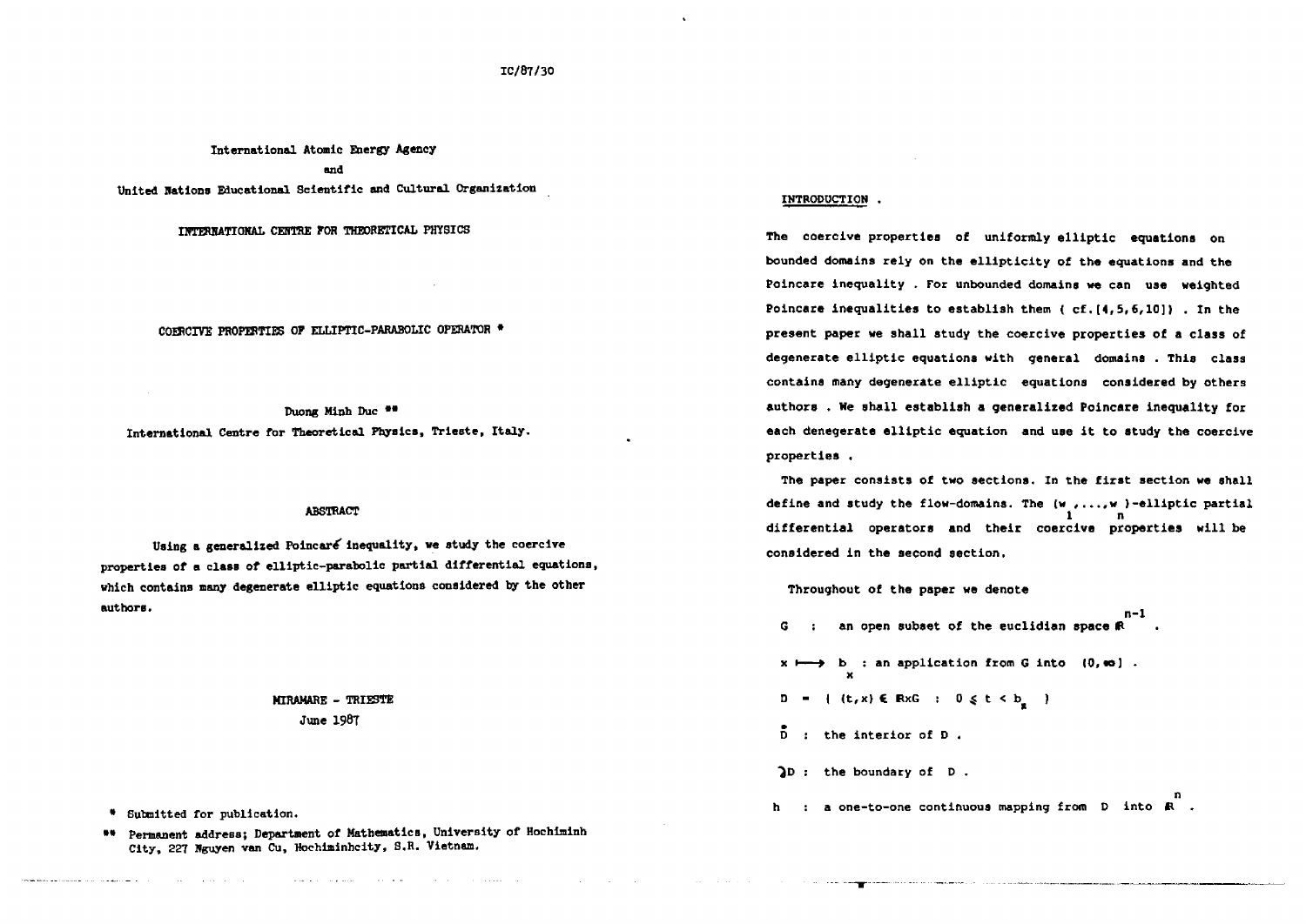IC/87/30

International Atomic Energy Agency
and
United Nations Educational Scientific and Cultural Organization

INTERNATIONAL CENTRE FOR THEORETICAL PHYSICS

# COERCIVE PROPERTIES OF ELLIPTIC-PARABOLIC OPERATOR *

Duong Minh Duc **

International Centre for Theoretical Physics, Trieste, Italy.

## ABSTRACT

Using a generalized Poincaré inequality, we study the coercive properties of a class of elliptic-parabolic partial differential equations, which contains many degenerate elliptic equations considered by the other authors.

MIRAMARE - TRIESTE
June 1987

\* Submitted for publication.

\*\* Permanent address; Department of Mathematics, University of Hochiminh City, 227 Nguyen van Cu, Hochiminhcity, S.R. Vietnam.

## INTRODUCTION .

The coercive properties of uniformly elliptic equations on bounded domains rely on the ellipticity of the equations and the Poincare inequality . For unbounded domains we can use weighted Poincare inequalities to establish them ( cf.[4,5,6,10]) . In the present paper we shall study the coercive properties of a class of degenerate elliptic equations with general domains . This class contains many degenerate elliptic equations considered by others authors . We shall establish a generalized Poincare inequality for each denegerate elliptic equation and use it to study the coercive properties .

The paper consists of two sections. In the first section we shall define and study the flow-domains. The $(w_1,\ldots,w_n)$-elliptic partial differential operators and their coercive properties will be considered in the second section.

Throughout of the paper we denote

$G$ : an open subset of the euclidian space $\mathbb{R}^{n-1}$ .

$x \longmapsto b_x$ : an application from $G$ into $(0,\infty]$ .

$D = \{ (t,x) \in \mathbb{R}\times G \; : \; 0 \leq t < b_x \}$

$\mathring{D}$ : the interior of $D$ .

$\partial D$ : the boundary of $D$ .

$h$ : a one-to-one continuous mapping from $D$ into $\mathbb{R}^n$ .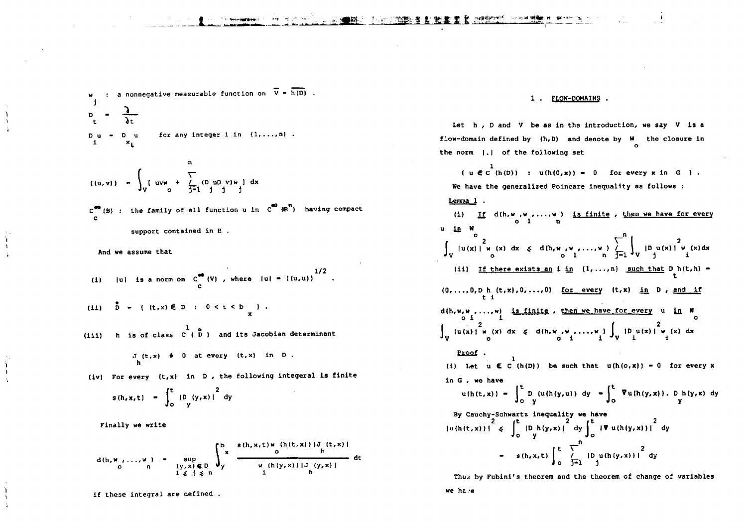$w_j$ : a nonnegative measurable function on $\overline{V} = \overline{h(D)}$ .

$D_t = \dfrac{\partial}{\partial t}$

$D_i u = D_{x_i} u$ for any integer i in $\{1,\ldots,n\}$ .

$$((u,v)) = \int_V [\, uvw_o + \sum_{j=1}^{n} (D_j u D_j v) w_j \,]\, dx$$

$C_c^\infty(B)$ : the family of all function u in $C^\infty(\mathbb{R}^n)$ having compact support contained in B .

And we assume that

(i) $|u|$ is a norm on $C_c^\infty(V)$ , where $|u| = ((u,u))^{1/2}$ .

(ii) $\overset{\circ}{D} = \{ (t,x) \in D \ : \ 0 < t < b_x \}$ .

(iii) h is of class $C^1(\overset{\circ}{D})$ and its Jacobian determinant

$J_h(t,x) \neq 0$ at every $(t,x)$ in D .

(iv) For every $(t,x)$ in D , the following integeral is finite

$$s(h,x,t) = \int_0^t |D_y(y,x)|^2 \, dy$$

Finally we write

$$d(h,w_o,\ldots,w_n) = \sup_{\substack{(y,x)\in D \\ 1 \leq j \leq n}} \int_y^{b_x} \frac{s(h,x,t)\, w_o(h(t,x))\, |J_h(t,x)|}{w_i(h(y,x))\, |J_h(y,x)|}\, dt$$

if these integral are defined .

## 1 . FLOW-DOMAINS .

Let h , D and V be as in the introduction, we say V is a flow-domain defined by (h,D) and denote by $W_o$ the closure in the norm $|.|$ of the following set

$$\{ u \in C^1(h(D)) \ : \ u(h(0,x)) = 0 \quad \text{for every } x \text{ in } G \ \} .$$

We have the generalized Poincare inequality as follows :

Lemma 1 .

(i) If $d(h,w_o,w_1,\ldots,w_n)$ is finite , then we have for every u in $W_o$

$$\int_V |u(x)|^2 w_o(x)\, dx \ \leqslant \ d(h,w_o,w_1,\ldots,w_n) \sum_{j=1}^{n} \int_V |D_j u(x)|^2 w_i(x) dx$$

(ii) If there exists an i in $\{1,\ldots,n\}$ such that $D_t h(t,h) = (0,\ldots,0,D_t h_i(t,x),0,\ldots,0)$ for every $(t,x)$ in D , and if $d(h,w,w_i,\ldots,w)$ is finite , then we have for every u in $W_o$

$$\int_V |u(x)|^2 w_o(x)\, dx \ \leqslant \ d(h,w_o,w_i,\ldots,w_i) \int_V |D_i u(x)|^2 w_i(x)\, dx$$

Proof .

(i) Let $u \in C^1(h(D))$ be such that $u(h(o,x)) = 0$ for every x in G , we have

$$u(h(t,x)) = \int_0^t D_y(u(h(y,u))\, dy = \int_0^t \nabla u(h(y,x)).\, D_y h(y,x)\, dy$$

By Cauchy-Schwartz inequality we have

$$|u(h(t,x))|^2 \leqslant \int_0^t |D_y h(y,x)|^2 dy \int_0^t |\nabla u(h(y,x))|^2 dy$$

$$= s(h,x,t) \int_0^t \sum_{j=1}^{n} |D_j u(h(y,x))|^2 dy$$

Thus by Fubini's theorem and the theorem of change of variables we have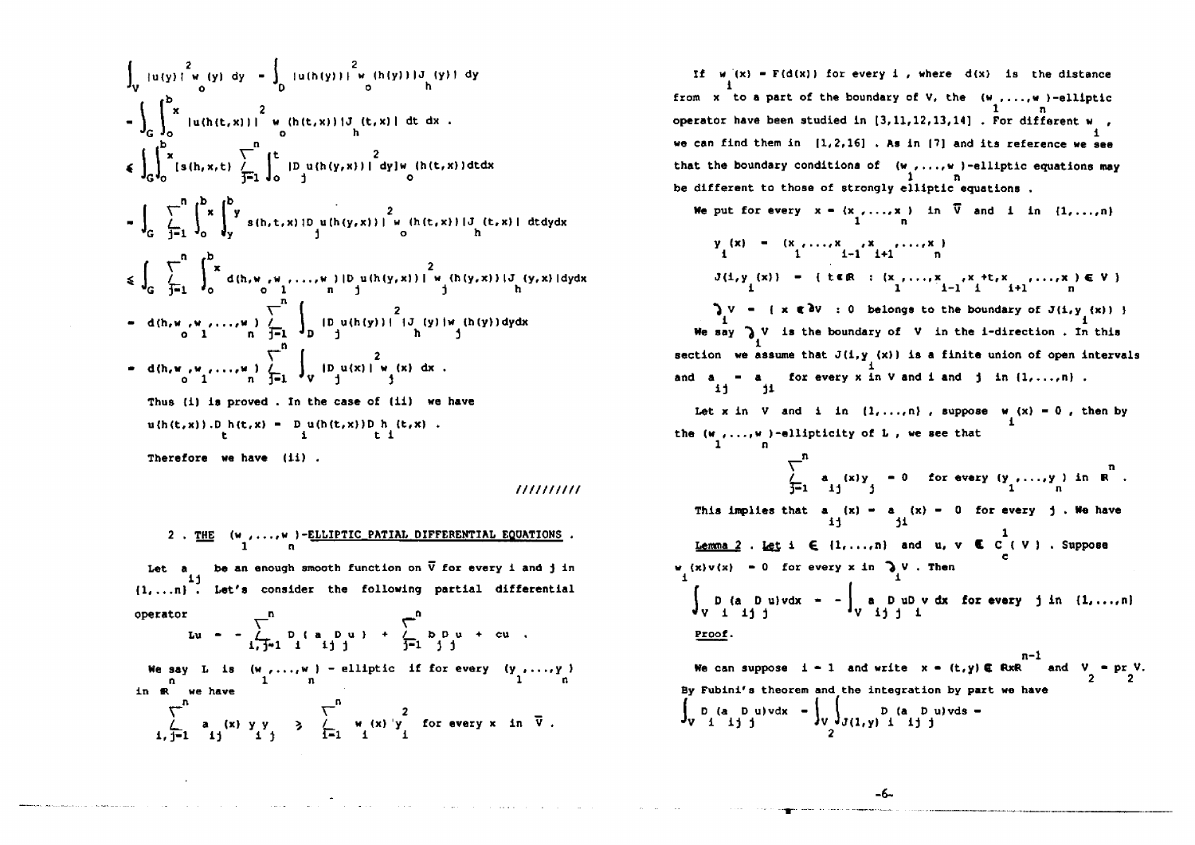$$\int_V |u(y)|^2 w_o(y)\,dy = \int_D |u(h(y))|^2 w_o(h(y))|J_h(y)|\,dy$$

$$= \int_G \int_o^{b_x} |u(h(t,x))|^2 w_o(h(t,x))|J_h(t,x)|\,dt\,dx.$$

$$\leq \int_G \int_o^{b_x} [s(h,x,t) \sum_{j=1}^n \int_o^t |D_j u(h(y,x))|^2 dy] w_o(h(t,x))dtdx$$

$$= \int_G \sum_{j=1}^n \int_o^{b_x} \int_y^{b_y} s(h,t,x)|D_j u(h(y,x))|^2 w_o(h(t,x))|J_h(t,x)|\,dtdydx$$

$$\leq \int_G \sum_{j=1}^n \int_o^{b_x} d(h,w_o,w_1,\ldots,w_n)|D_j u(h(y,x))|^2 w_j(h(y,x))|J_h(y,x)|dydx$$

$$= d(h,w_o,w_1,\ldots,w_n) \sum_{j=1}^n \int_D |D_j u(h(y))|^2 |J_h(y)| w_j(h(y))dydx$$

$$= d(h,w_o,w_1,\ldots,w_n) \sum_{j=1}^n \int_V |D_j u(x)|^2 w_j(x)\,dx.$$

Thus (i) is proved. In the case of (ii) we have

$$u(h(t,x)).D_t h(t,x) = D_i u(h(t,x))D_t h_i(t,x).$$

Therefore we have (ii).

//////////

## 2. THE $(w_1,\ldots,w_n)$-ELLIPTIC PATIAL DIFFERENTIAL EQUATIONS.

Let $a_{ij}$ be an enough smooth function on $\overline{V}$ for every $i$ and $j$ in $\{1,\ldots n\}$. Let's consider the following partial differential operator

$$Lu = -\sum_{i,j=1}^n D_i(a_{ij}D_j u) + \sum_{j=1}^n b_j D_j u + cu.$$

We say $L$ is $(w_1,\ldots,w_n)$ - elliptic if for every $(y_1,\ldots,y_n)$ in $\mathbb{R}^n$ we have

$$\sum_{i,j=1}^n a_{ij}(x)\,y_i y_j \geq \sum_{i=1}^n w_i(x)\,y_i^2 \quad \text{for every } x \text{ in } \overline{V}.$$

If $w_i(x) = F(d(x))$ for every $i$, where $d(x)$ is the distance from $x$ to a part of the boundary of $V$, the $(w_1,\ldots,w_n)$-elliptic operator have been studied in [3,11,12,13,14]. For different $w_i$, we can find them in [1,2,16]. As in [7] and its reference we see that the boundary conditions of $(w_1,\ldots,w_n)$-elliptic equations may be different to those of strongly elliptic equations.

We put for every $x = (x_1,\ldots,x_n)$ in $\overline{V}$ and $i$ in $\{1,\ldots,n\}$

$$y_i(x) = (x_1,\ldots,x_{i-1},x_{i+1},\ldots,x_n)$$

$$J(i,y_i(x)) = \{\, t\in\mathbb{R} : (x_1,\ldots,x_{i-1},x_i+t,x_{i+1},\ldots,x_n)\in V \,\}$$

$$\partial_i V = \{\, x \in \partial V : 0 \text{ belongs to the boundary of } J(i,y_i(x)) \,\}$$

We say $\partial_i V$ is the boundary of $V$ in the i-direction. In this section we assume that $J(i,y_i(x))$ is a finite union of open intervals and $a_{ij} = a_{ji}$ for every $x$ in $V$ and $i$ and $j$ in $\{1,\ldots,n\}$.

Let $x$ in $V$ and $i$ in $\{1,\ldots,n\}$, suppose $w_i(x) = 0$, then by the $(w_1,\ldots,w_n)$-ellipticity of $L$, we see that

$$\sum_{j=1}^n a_{ij}(x)y_j = 0 \quad \text{for every } (y_1,\ldots,y_n) \text{ in } \mathbb{R}^n.$$

This implies that $a_{ij}(x) = a_{ji}(x) = 0$ for every $j$. We have

<u>Lemma 2</u>. <u>Let</u> $i \in \{1,\ldots,n\}$ and $u, v \in C_c^1(V)$. Suppose $w_i(x)v(x) = 0$ for every $x$ in $\partial_i V$. Then

$$\int_V D_i(a_{ij}D_j u)v\,dx = -\int_V a_{ij}D_j u D_i v\,dx \quad \text{for every } j \text{ in } \{1,\ldots,n\}$$

<u>Proof</u>.

We can suppose $i = 1$ and write $x = (t,y) \in \mathbb{R}\times\mathbb{R}^{n-1}$ and $V_2 = pr_2 V$. By Fubini's theorem and the integration by part we have

$$\int_V D_i(a_{ij}D_j u)v\,dx = \int_{V_2}\int_{J(1,y)} D_i(a_{ij}D_j u)v\,ds =$$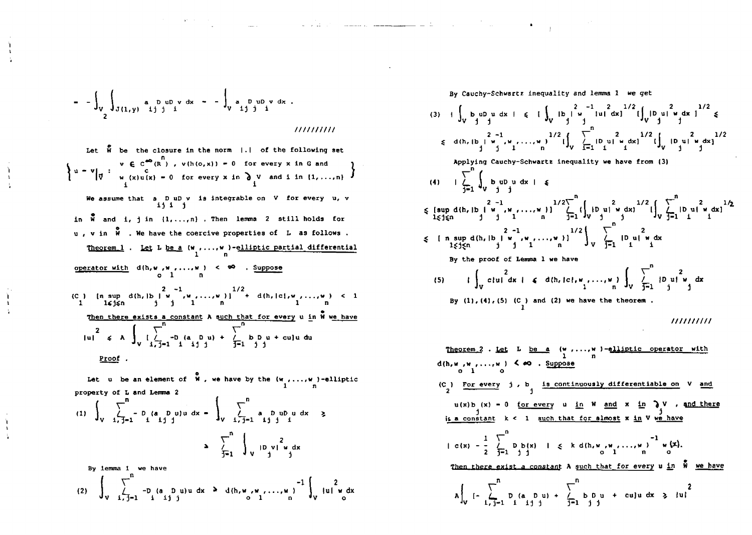$$= -\int_V \int_{J(1,y)} a_{ij} D_j u D_i v \, dx = -\int_V a_{ij} D_j u D_i v \, dx .$$

$$_2$$

//////////

Let $\mathring{W}$ be the closure in the norm $|.|$ of the following set

$$\left\{ u = v|_{\bar{V}} : \begin{array}{l} v \in C_c^{\infty}(R^n) \ , \ v(h(o,x)) = 0 \ \text{ for every } x \text{ in } G \text{ and} \\ w_i(x)u(x) = 0 \ \text{ for every } x \text{ in } \partial_i V \ \text{ and } i \text{ in } \{1,\ldots,n\} \end{array} \right\}$$

We assume that $a_{ij} D_i u D_j v$ is integrable on $V$ for every $u$, $v$ in $\mathring{W}$ and $i$, $j$ in $\{1,\ldots,n\}$. Then lemma 2 still holds for $u$, $v$ in $\mathring{W}$. We have the coercive properties of $L$ as follows.

<u>Theorem 1</u>. <u>Let $L$ be a $(w_1,\ldots,w_n)$-elliptic partial differential operator with</u> $d(h,w_o,w_1,\ldots,w_n) < \infty$. <u>Suppose</u>

$$(C_1) \quad [n \sup_{1 \leq j \leq n} d(h,|b_j|^2 w_j^{-1},w_1,\ldots,w_n)]^{1/2} + d(h,|c|,w_1,\ldots,w_n) < 1$$

<u>Then there exists a constant $A$ such that for every $u$ in $\mathring{W}$ we have</u>

$$|u|^2 \leq A \int_V [\sum_{i,j=1}^{n} -D_i(a_{ij} D_j u) + \sum_{j=1}^{n} b_j D_j u + cu]u \, du$$

<u>Proof</u>.

Let $u$ be an element of $\mathring{W}$, we have by the $(w_1,\ldots,w_n)$-elliptic property of $L$ and Lemma 2

$$(1) \quad \int_V \sum_{i,j=1}^{n} - D_i(a_{ij} D_j u)u \, dx = \int_V \sum_{i,j=1}^{n} a_{ij} D_j u D_i u \, dx \geq$$

$$\geq \sum_{j=1}^{n} \int_V |D_j v|^2 w_j \, dx$$

By lemma 1 we have

$$(2) \quad \int_V \sum_{i,j=1}^{n} -D_i(a_{ij} D_j u)u \, dx \geq d(h,w_o,w_1,\ldots,w_n)^{-1} \int_V |u|^2 w_o \, dx$$

By Cauchy-Schwartz inequality and lemma 1 we get

$$(3) \quad |\int_V b_j u D_j u \, dx| \leq [\int_V |b_j|^2 w_j^{-1} |u|^2 dx]^{1/2} [\int_V |D_j u|^2 w_j \, dx]^{1/2} \leq$$

$$\leq d(h,|b_j|^2 w_j^{-1},w_1,\ldots,w_n)^{1/2} [\int_V \sum_{i=1}^{n} |D_i u|^2 w_i \, dx]^{1/2} [\int_V |D_j u|^2 w_j \, dx]^{1/2}$$

Applying Cauchy-Schwartz inequality we have from (3)

$$(4) \quad |\sum_{j=1}^{n} \int_V b_j u D_j u \, dx| \leq$$

$$\leq [\sup_{1 \leq j \leq n} d(h,|b_j|^2 w_j^{-1},w_1,\ldots,w_n)]^{1/2} \sum_{j=1}^{n} (\int_V |D_j u|^2 w_j \, dx)^{1/2} [\int_V \sum_{i=1}^{n} |D_i u|^2 w_i \, dx]^{1/2}$$

$$\leq [n \sup_{1 \leq j \leq n} d(h,|b_j|^2 w_j^{-1},w_1,\ldots,w_n)]^{1/2} \int_V \sum_{i=1}^{n} |D_i u|^2 w_i \, dx$$

By the proof of Lemma 1 we have

$$(5) \quad |\int_V c|u|^2 dx| \leq d(h,|c|,w_1,\ldots,w_n) \int_V \sum_{j=1}^{n} |D_j u|^2 w_j \, dx$$

By (1), (4), (5) $(C_1)$ and (2) we have the theorem.

//////////

<u>Theorem 2</u>. <u>Let $L$ be a $(w_1,\ldots,w_n)$-elliptic operator with</u> $d(h,w_o,w_1,\ldots,w_o) < \infty$. <u>Suppose</u>

$(C_2)$ <u>For every $j$, $b_j$ is continuously differentiable on $V$ and</u> $u(x)b_j(x) = 0$ <u>for every $u$ in $W$ and $x$ in $\partial_j V$, and there is a constant $k < 1$ such that for almost $x$ in $V$ we have</u>

$$| c(x) - \frac{1}{2} \sum_{j=1}^{n} D_j b_j(x) | \leq k \, d(h,w_o,w_1,\ldots,w_n)^{-1} w_o(x).$$

<u>Then there exist a constant $A$ such that for every $u$ in $\mathring{W}$ we have</u>

$$A \int_V [-\sum_{i,j=1}^{n} D_i(a_{ij} D_j u) + \sum_{j=1}^{n} b_j D_j u + cu]u \, dx \geq |u|^2$$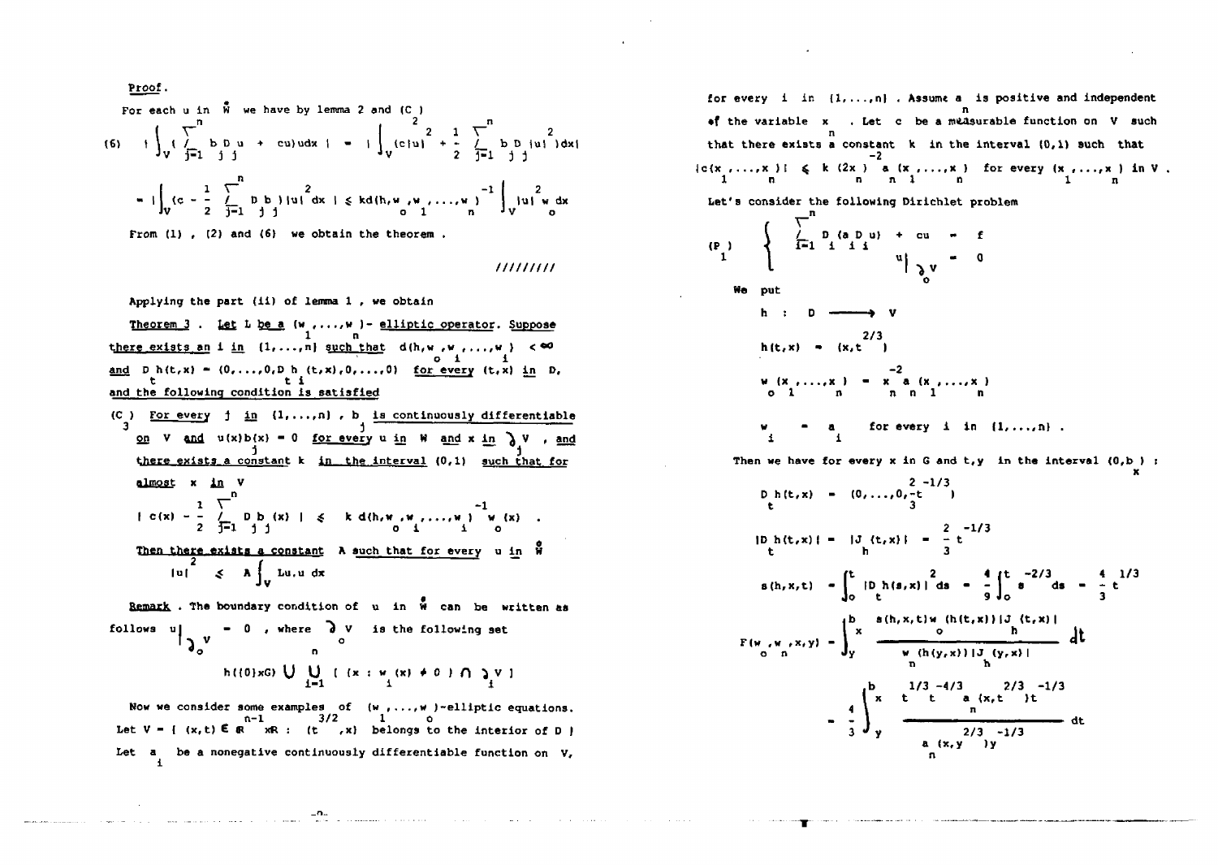Proof.

For each $u$ in $\overset{\circ}{W}$ we have by lemma 2 and $(C_2)$

$$(6) \quad \left| \int_V \left( \sum_{j=1}^{n} b_j D_j u + cu \right) u dx \right| = \left| \int_V \left( c|u|^2 + \frac{1}{2} \sum_{j=1}^{n} b_j D_j |u|^2 \right) dx \right|$$

$$= \left| \int_V \left( c - \frac{1}{2} \sum_{j=1}^{n} D_j b_j \right) |u|^2 dx \right| \leq k d(h, w_o, w_1, \ldots, w_n)^{-1} \int_V |u|^2 w_o dx$$

From (1), (2) and (6) we obtain the theorem.

/////////

Applying the part (ii) of lemma 1, we obtain

<u>Theorem 3</u>. Let $L$ be a $(w_1, \ldots, w_n)$-elliptic operator. Suppose there exists an $i$ in $\{1, \ldots, n\}$ such that $d(h, w_o, w_i, \ldots, w_i) < \infty$ and $D_t h(t,x) = (0, \ldots, 0, D_t h_i(t,x), 0, \ldots, 0)$ for every $(t,x)$ in $D$, and the following condition is satisfied

$(C_3)$ For every $j$ in $\{1, \ldots, n\}$, $b_j$ is continuously differentiable on $V$ and $u(x) b_j(x) = 0$ for every $u$ in $W$ and $x$ in $\partial_j V$, and there exists a constant $k$ in the interval $(0,1)$ such that for almost $x$ in $V$

$$\left| c(x) - \frac{1}{2} \sum_{j=1}^{n} D_j b_j(x) \right| \leq k \, d(h, w_o, w_i, \ldots, w_i)^{-1} w_o(x) .$$

Then there exists a constant $A$ such that for every $u$ in $\overset{\circ}{W}$

$$|u|^2 \leq A \int_V Lu.u \, dx$$

<u>Remark</u>. The boundary condition of $u$ in $\overset{\circ}{W}$ can be written as follows $u|_{\partial_o V} = 0$, where $\partial_o V$ is the following set

$$h(\{0\} \times G) \cup \bigcup_{i=1}^{n} [\{x : w_i(x) \neq 0\} \cap \partial_i V]$$

Now we consider some examples of $(w_1, \ldots, w_n)$-elliptic equations. Let $V = \{(x,t) \in \mathbb{R}^{n-1} \times \mathbb{R} : (t^{3/2}, x) \text{ belongs to the interior of } D\}$. Let $a_i$ be a nonegative continuously differentiable function on $V$, for every $i$ in $\{1, \ldots, n\}$. Assume $a_n$ is positive and independent of the variable $x_n$. Let $c$ be a measurable function on $V$ such that there exists a constant $k$ in the interval $(0,1)$ such that $|c(x_1, \ldots, x_n)| \leq k (2x_n)^{-2} a_n(x_1, \ldots, x_n)$ for every $(x_1, \ldots, x_n)$ in $V$.

Let's consider the following Dirichlet problem

$$(P_1) \quad \begin{cases} \sum_{i=1}^{n} D_i (a_i D_i u) + cu = f \\ u|_{\partial_o V} = 0 \end{cases}$$

We put

$$h : D \longrightarrow V$$

$$h(t,x) = (x, t^{2/3})$$

$$w_o(x_1, \ldots, x_n) = x_n^{-2} a_n(x_1, \ldots, x_n)$$

$$w_i = a_i \quad \text{for every } i \text{ in } \{1, \ldots, n\}.$$

Then we have for every $x$ in $G$ and $t,y$ in the interval $(0, b_x)$:

$$D_t h(t,x) = (0, \ldots, 0, \tfrac{2}{3} t^{-1/3})$$

$$|D_t h(t,x)| = |J_h(t,x)| = \frac{2}{3} t^{-1/3}$$

$$s(h,x,t) = \int_0^t |D_t h(s,x)|^2 ds = \frac{4}{9} \int_0^t s^{-2/3} ds = \frac{4}{3} t^{1/3}$$

$$F(w_o, w_n, x, y) = \int_y^{b_x} \frac{s(h,x,t) w_o(h(t,x)) |J_h(t,x)|}{w_n(h(y,x)) |J_h(y,x)|} dt$$

$$= \frac{4}{3} \int_y^{b} \frac{t^{1/3} t^{-4/3} a_n(x, t^{2/3}) t^{-1/3}}{a_n(x, y^{2/3}) y^{-1/3}} dt$$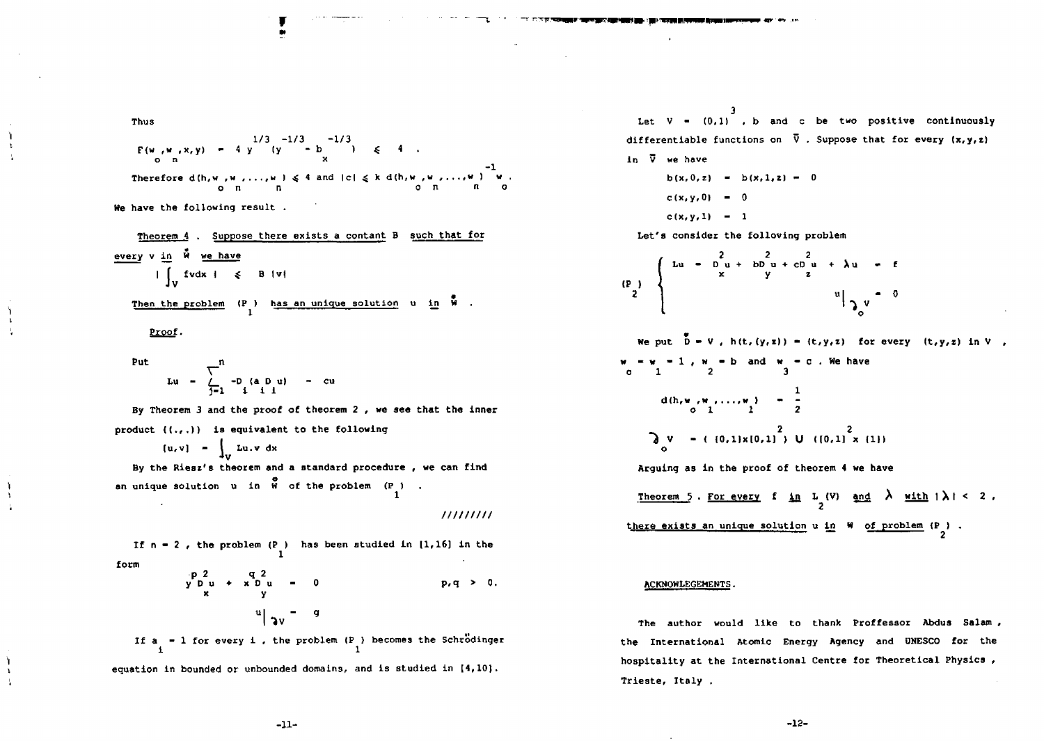Thus

$$F(w_o, w_n, x, y) = 4\, y^{1/3} (y^{-1/3} - b_x^{-1/3}) \leq 4 .$$

Therefore $d(h, w_o, w_n, \ldots, w_n) \leq 4$ and $|c| \leq k\, d(h, w_o, w_n, \ldots, w_n)^{-1} w_o$.

We have the following result .

<u>Theorem 4</u> . <u>Suppose there exists a contant B such that for every v in $\overset{\circ}{W}$ we have</u>

$$\left| \int_V f v dx \right| \leq B \, |v|$$

<u>Then the problem $(P_1)$ has an unique solution u in $\overset{\circ}{W}$</u> .

<u>Proof</u>.

Put

$$Lu = \sum_{j=1}^{n} -D_i (a_i D_i u) - cu$$

By Theorem 3 and the proof of theorem 2 , we see that the inner product $((.,.))$ is equivalent to the following

$$[u,v] = \int_V Lu.v \, dx$$

By the Riesz's theorem and a standard procedure , we can find an unique solution u in $\overset{\circ}{W}$ of the problem $(P_1)$ .

////////

If $n = 2$ , the problem $(P_1)$ has been studied in [1,16] in the form

$$y^p D_x^2 u + x^q D_y^2 u = 0 \qquad p,q > 0.$$

$$u|_{\partial V} = g$$

If $a_i = 1$ for every i , the problem $(P_1)$ becomes the Schrödinger equation in bounded or unbounded domains, and is studied in [4,10].

Let $V = (0,1)^3$ , b and c be two positive continuously differentiable functions on $\bar{V}$ . Suppose that for every $(x,y,z)$ in $\bar{V}$ we have

$$b(x,0,z) = b(x,1,z) = 0$$

$$c(x,y,0) = 0$$

$$c(x,y,1) = 1$$

Let's consider the following problem

$$(P_2) \quad \begin{cases} Lu = D_x^2 u + b D_y^2 u + c D_z^2 u + \lambda u = f \\ u|_{\partial_o V} = 0 \end{cases}$$

We put $\overset{*}{D} = V$ , $h(t,(y,z)) = (t,y,z)$ for every $(t,y,z)$ in V ,

$w_o = w_1 = 1$ , $w_2 = b$ and $w_3 = c$ . We have

$$d(h, w_o, w_1, \ldots, w_1) = \frac{1}{2}$$

$$\partial_o V = ( (0,1) \times [0,1]^2 ) \cup ( [0,1]^2 \times \{1\} )$$

Arguing as in the proof of theorem 4 we have

<u>Theorem 5</u> . <u>For every f in $L_2(V)$ and $\lambda$ with $|\lambda| < 2$ , there exists an unique solution u in W of problem $(P_2)$</u> .

## ACKNOWLEGEMENTS.

The author would like to thank Proffessor Abdus Salam , the International Atomic Energy Agency and UNESCO for the hospitality at the International Centre for Theoretical Physics , Trieste, Italy .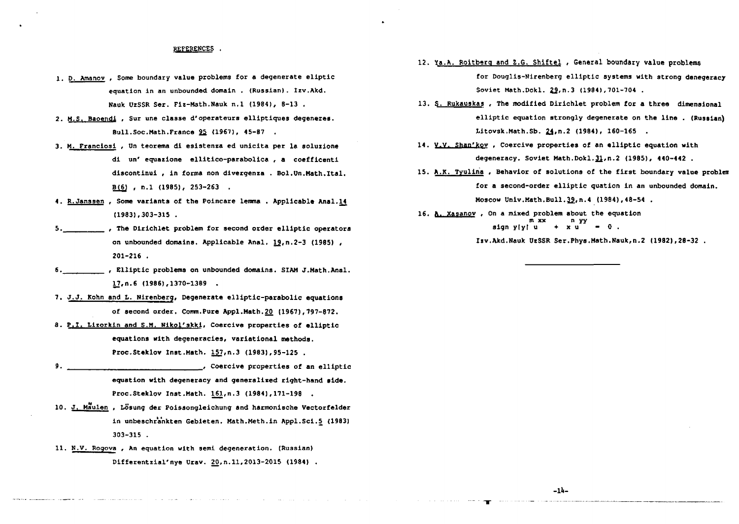## REFERENCES .

1. D. Amanov , Some boundary value problems for a degenerate eliptic equation in an unbounded domain . (Russian). Izv.Akd. Nauk UzSSR Ser. Fiz-Math.Nauk n.1 (1984), 8-13 .

2. M.S. Baoendi , Sur une classe d'operateurs elliptiques degeneres. Bull.Soc.Math.France 95 (1967), 45-87 .

3. M. Franciosi , Un teorema di esistenza ed unicita per la soluzione di un' equazione ellitico-parabolica , a coefficenti discontinui , in forma non divergenza . Bol.Un.Math.Ital. B(6) , n.1 (1985), 253-263 .

4. R.Janssen , Some variants of the Poincare lemma . Applicable Anal.14 (1983),303-315 .

5. ________ , The Dirichlet problem for second order elliptic operators on unbounded domains. Applicable Anal. 19,n.2-3 (1985) , 201-216 .

6. ________ , Elliptic problems on unbounded domains. SIAM J.Math.Anal. 17,n.6 (1986),1370-1389 .

7. J.J. Kohn and L. Nirenberg, Degenerate elliptic-parabolic equations of second order. Comm.Pure Appl.Math.20 (1967),797-872.

8. P.I. Lizorkin and S.M. Nikol'skki, Coercive properties of elliptic equations with degeneracies, variational methods. Proc.Steklov Inst.Math. 157,n.3 (1983),95-125 .

9. ________________________ , Coercive properties of an elliptic equation with degeneracy and generalized right-hand side. Proc.Steklov Inst.Math. 161,n.3 (1984),171-198 .

10. J. Mäulen , Lösung der Poissongleichung and harmonische Vectorfelder in unbeschränkten Gebieten. Math.Meth.in Appl.Sci.5 (1983) 303-315 .

11. N.V. Rogova , An equation with semi degeneration. (Russian) Differentzial'nye Urav. 20,n.11,2013-2015 (1984) .

12. Ya.A. Roitberg and Z.G. Shiftel , General boundary value problems for Douglis-Nirenberg elliptic systems with strong denegeracy Soviet Math.Dokl. 29,n.3 (1984),701-704 .

13. S. Rukauskas , The modified Dirichlet problem for a three dimensional elliptic equation strongly degenerate on the line . (Russian) Litovsk.Math.Sb. 24,n.2 (1984), 160-165 .

14. V.V. Shan'kov , Coercive properties of an elliptic equation with degeneracy. Soviet Math.Dokl.31,n.2 (1985), 440-442 .

15. A.K. Tyulina , Behavior of solutions of the first boundary value problem for a second-order elliptic quation in an unbounded domain. Moscow Univ.Math.Bull.39,n.4 (1984),48-54 .

16. A. Xasanov , On a mixed problem about the equation $\operatorname{sign} y|y|^m u_{xx} + x^n u_{yy} = 0$ . Izv.Akd.Nauk UzSSR Ser.Phys.Math.Nauk,n.2 (1982),28-32 .